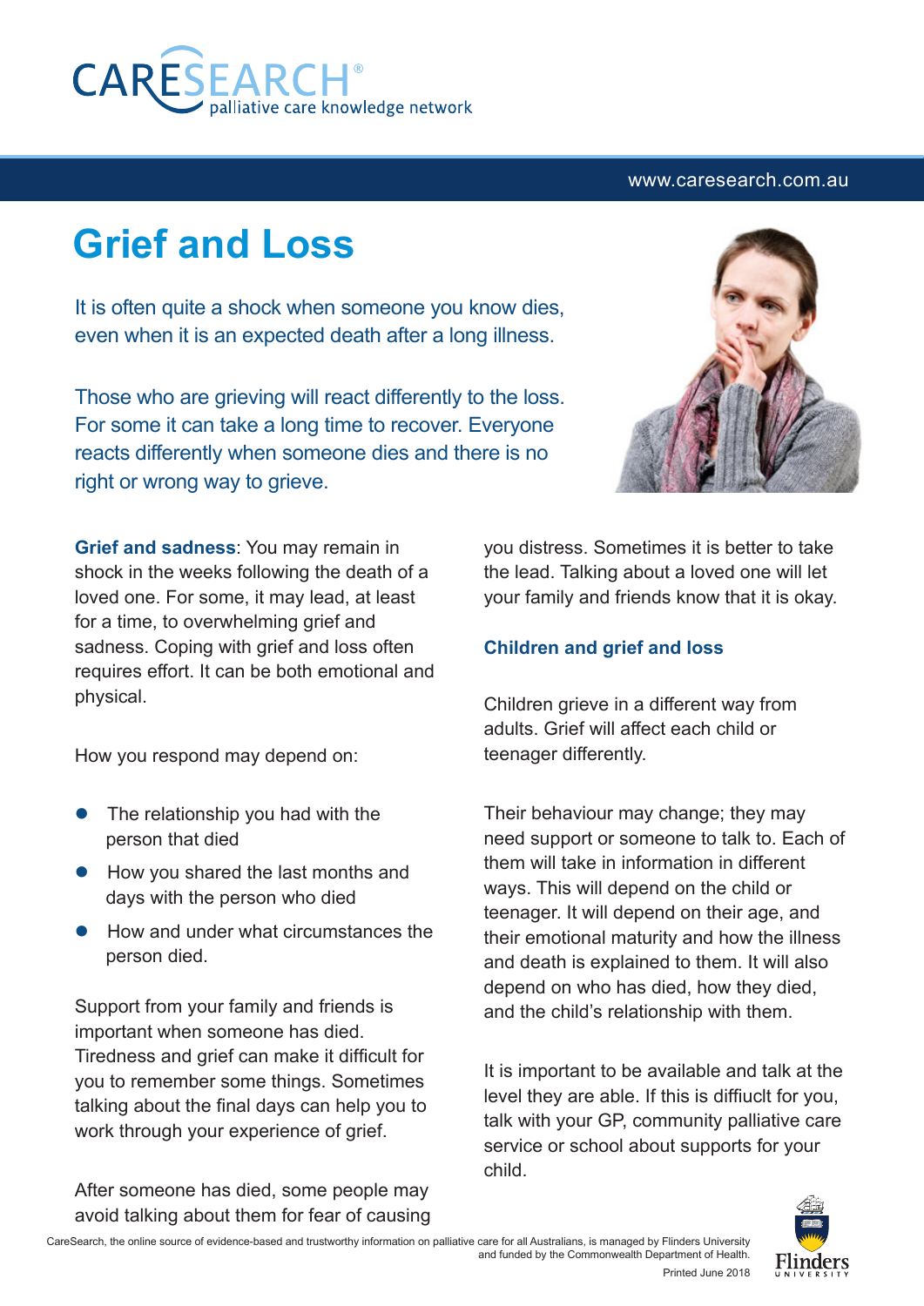# Grief and Loss

It is often quite a shock when someone you know dies, even when it is an expected death after a long illness.

Those who are grieving will react differently to the loss. For some it can take a long time to recover. Everyone reacts differently when someone dies and there is no right or wrong way to grieve.

**Grief and sadness**: You may remain in shock in the weeks following the death of a loved one. For some, it may lead, at least for a time, to overwhelming grief and sadness. Coping with grief and loss often requires effort. It can be both emotional and physical.

How you respond may depend on:

- The relationship you had with the person that died
- How you shared the last months and days with the person who died
- How and under what circumstances the person died.

Support from your family and friends is important when someone has died. Tiredness and grief can make it difficult for you to remember some things. Sometimes talking about the final days can help you to work through your experience of grief.

After someone has died, some people may avoid talking about them for fear of causing you distress. Sometimes it is better to take the lead. Talking about a loved one will let your family and friends know that it is okay.

### Children and grief and loss

Children grieve in a different way from adults. Grief will affect each child or teenager differently.

Their behaviour may change; they may need support or someone to talk to. Each of them will take in information in different ways. This will depend on the child or teenager. It will depend on their age, and their emotional maturity and how the illness and death is explained to them. It will also depend on who has died, how they died, and the child's relationship with them.

It is important to be available and talk at the level they are able. If this is diffiuclt for you, talk with your GP, community palliative care service or school about supports for your child.

CareSearch, the online source of evidence-based and trustworthy information on palliative care for all Australians, is managed by Flinders University and funded by the Commonwealth Department of Health.

Printed June 2018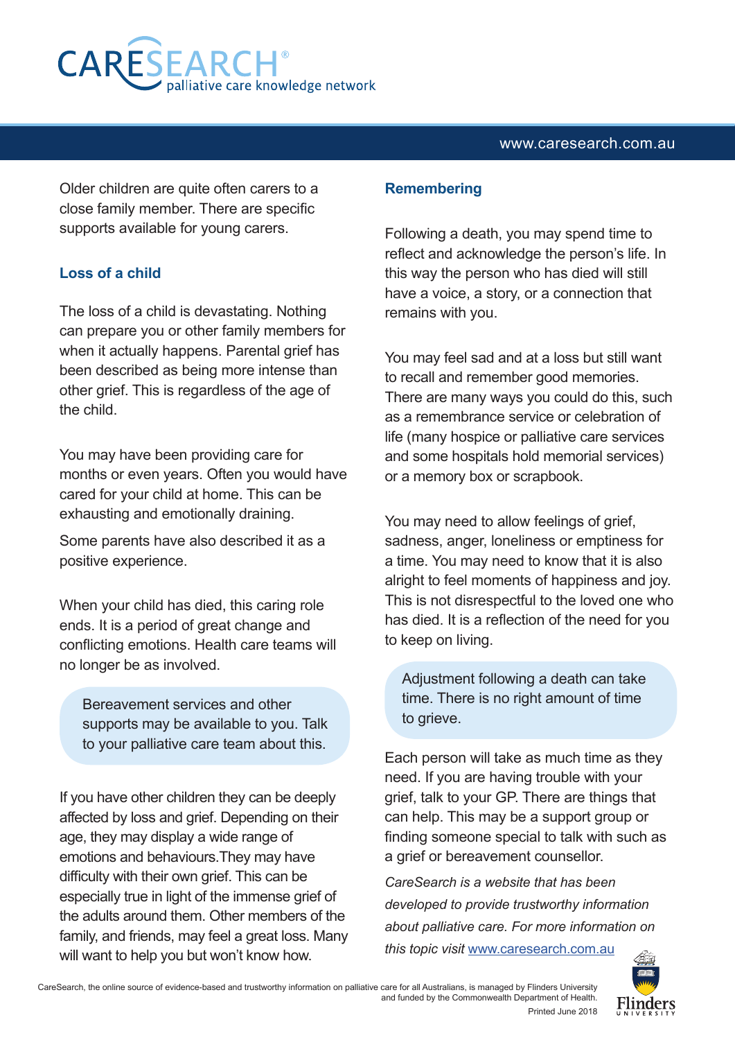Older children are quite often carers to a close family member. There are specific supports available for young carers.

## Loss of a child

The loss of a child is devastating. Nothing can prepare you or other family members for when it actually happens. Parental grief has been described as being more intense than other grief. This is regardless of the age of the child.

You may have been providing care for months or even years. Often you would have cared for your child at home. This can be exhausting and emotionally draining.

Some parents have also described it as a positive experience.

When your child has died, this caring role ends. It is a period of great change and conflicting emotions. Health care teams will no longer be involved.

> Bereavement services and other supports may be available to you. Talk to your palliative care team about this.

If you have other children they can be deeply affected by loss and grief. Depending on their age, they may display a wide range of emotions and behaviours.They may have difficulty with their own grief. This can be especially true in light of the immense grief of the adults around them. Other members of the family, and friends, may feel a great loss. Many will want to help you but won't know how.

## Remembering

Following a death, you may spend time to reflect and acknowledge the person's life. In this way the person who has died will still have a voice, a story, or a connection that remains with you.

You may feel sad and at a loss but still want to recall and remember good memories. There are many ways you could do this, such as a remembrance service or celebration of life (many hospice or palliative care services and some hospitals hold memorial services) or a memory box or scrapbook.

You may need to allow feelings of grief, sadness, anger, loneliness or emptiness for a time. You may need to know that it is also alright to feel moments of happiness and joy. This is not disrespectful to the loved one who has died. It is a reflection of the need for you to keep on living.

> Adjustment following a death can take time. There is no right amount of time to grieve.

Each person will take as much time as they need. If you are having trouble with your grief, talk to your GP. There are things that can help. This may be a support group or finding someone special to talk with such as a grief or bereavement counsellor.

*CareSearch is a website that has been developed to provide trustworthy information about palliative care. For more information on this topic visit* www.caresearch.com.au

CareSearch, the online source of evidence-based and trustworthy information on palliative care for all Australians, is managed by Flinders University and funded by the Commonwealth Department of Health.

Printed June 2018